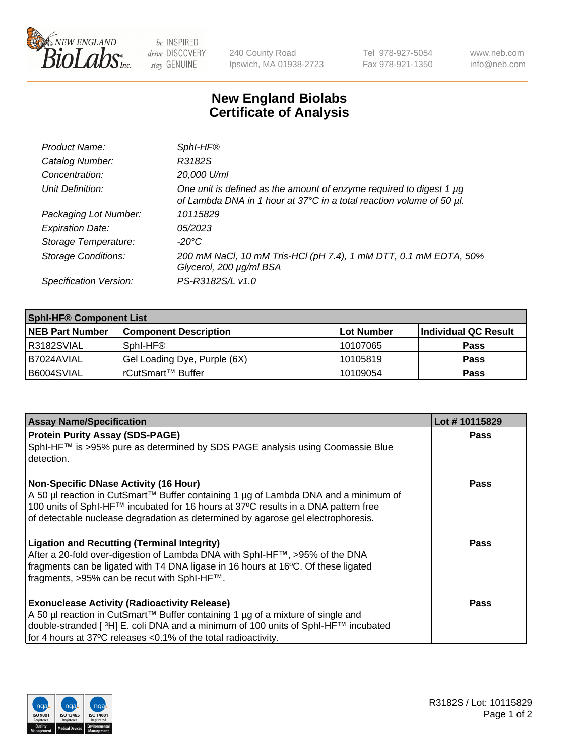New England BioLabs Inc. — be INSPIRED drive DISCOVERY stay GENUINE

240 County Road
Ipswich, MA 01938-2723

Tel 978-927-5054
Fax 978-921-1350

www.neb.com
info@neb.com

# New England Biolabs Certificate of Analysis

| | |
|---|---|
| *Product Name:* | *SphI-HF®* |
| *Catalog Number:* | *R3182S* |
| *Concentration:* | *20,000 U/ml* |
| *Unit Definition:* | *One unit is defined as the amount of enzyme required to digest 1 µg of Lambda DNA in 1 hour at 37°C in a total reaction volume of 50 µl.* |
| *Packaging Lot Number:* | *10115829* |
| *Expiration Date:* | *05/2023* |
| *Storage Temperature:* | *-20°C* |
| *Storage Conditions:* | *200 mM NaCl, 10 mM Tris-HCl (pH 7.4), 1 mM DTT, 0.1 mM EDTA, 50% Glycerol, 200 µg/ml BSA* |
| *Specification Version:* | *PS-R3182S/L v1.0* |

| SphI-HF® Component List | | | |
|---|---|---|---|
| **NEB Part Number** | **Component Description** | **Lot Number** | **Individual QC Result** |
| R3182SVIAL | SphI-HF® | 10107065 | **Pass** |
| B7024AVIAL | Gel Loading Dye, Purple (6X) | 10105819 | **Pass** |
| B6004SVIAL | rCutSmart™ Buffer | 10109054 | **Pass** |

| Assay Name/Specification | Lot # 10115829 |
|---|---|
| **Protein Purity Assay (SDS-PAGE)** SphI-HF™ is >95% pure as determined by SDS PAGE analysis using Coomassie Blue detection. | **Pass** |
| **Non-Specific DNase Activity (16 Hour)** A 50 µl reaction in CutSmart™ Buffer containing 1 µg of Lambda DNA and a minimum of 100 units of SphI-HF™ incubated for 16 hours at 37ºC results in a DNA pattern free of detectable nuclease degradation as determined by agarose gel electrophoresis. | **Pass** |
| **Ligation and Recutting (Terminal Integrity)** After a 20-fold over-digestion of Lambda DNA with SphI-HF™, >95% of the DNA fragments can be ligated with T4 DNA ligase in 16 hours at 16ºC. Of these ligated fragments, >95% can be recut with SphI-HF™. | **Pass** |
| **Exonuclease Activity (Radioactivity Release)** A 50 µl reaction in CutSmart™ Buffer containing 1 µg of a mixture of single and double-stranded [ $^3$H] E. coli DNA and a minimum of 100 units of SphI-HF™ incubated for 4 hours at 37ºC releases <0.1% of the total radioactivity. | **Pass** |

R3182S / Lot: 10115829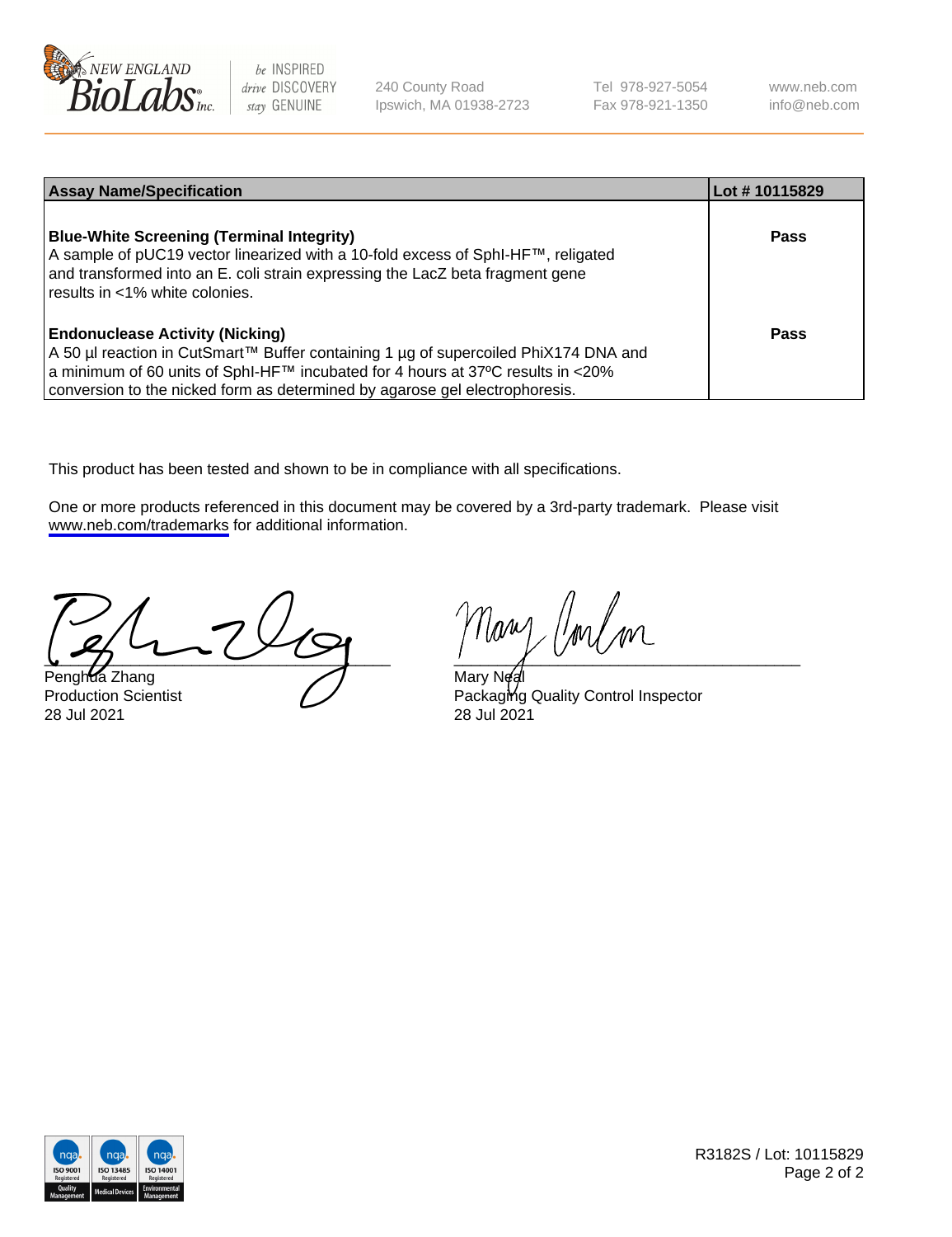| Assay Name/Specification | Lot # 10115829 |
|---|---|
| **Blue-White Screening (Terminal Integrity)**<br>A sample of pUC19 vector linearized with a 10-fold excess of SphI-HF™, religated and transformed into an E. coli strain expressing the LacZ beta fragment gene results in <1% white colonies. | **Pass** |
| **Endonuclease Activity (Nicking)**<br>A 50 µl reaction in CutSmart™ Buffer containing 1 µg of supercoiled PhiX174 DNA and a minimum of 60 units of SphI-HF™ incubated for 4 hours at 37ºC results in <20% conversion to the nicked form as determined by agarose gel electrophoresis. | **Pass** |

This product has been tested and shown to be in compliance with all specifications.

One or more products referenced in this document may be covered by a 3rd-party trademark. Please visit www.neb.com/trademarks for additional information.

Penghua Zhang
Production Scientist
28 Jul 2021

Mary Neal
Packaging Quality Control Inspector
28 Jul 2021

R3182S / Lot: 10115829